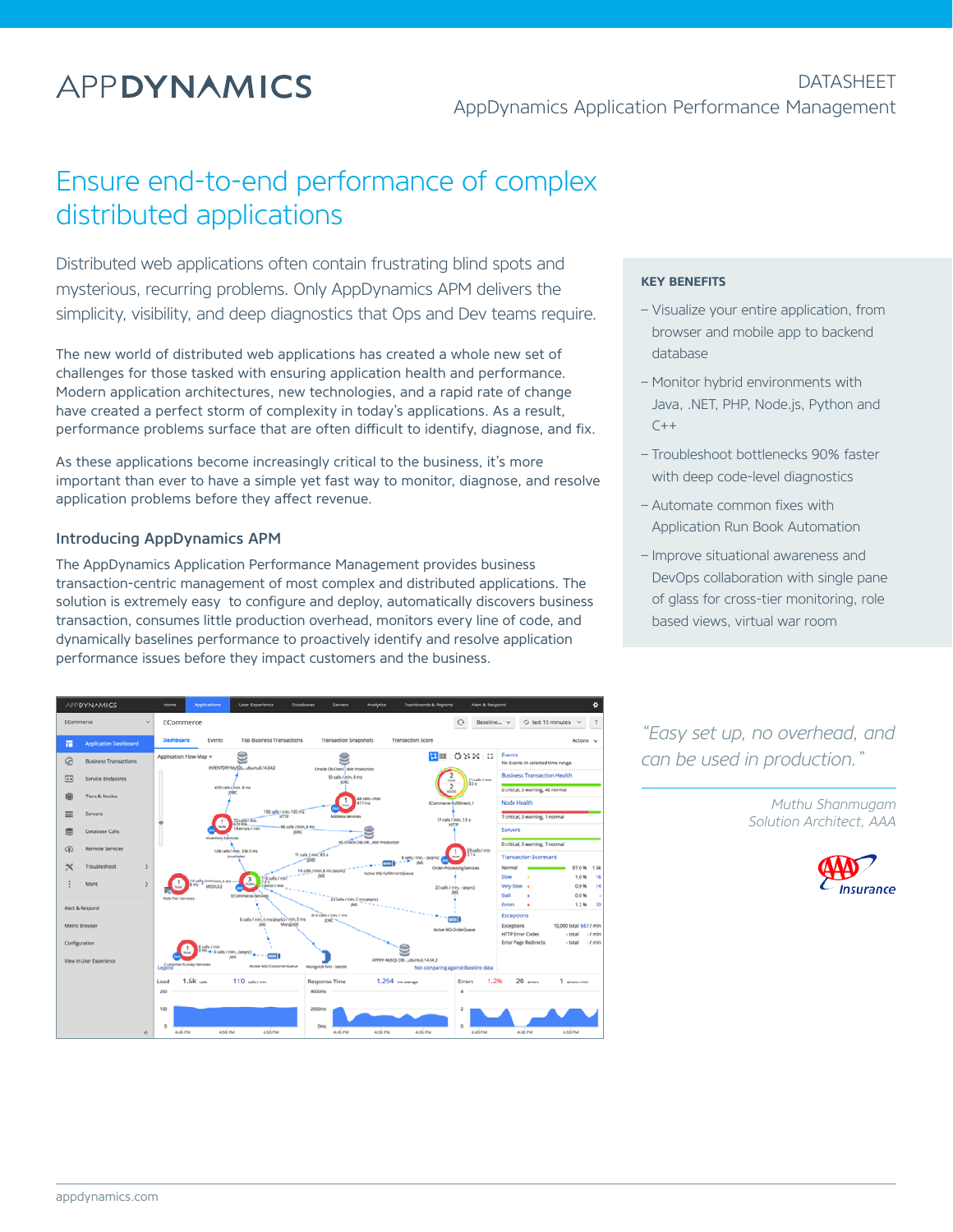APPDYNAMICS

DATASHEET
AppDynamics Application Performance Management

# Ensure end-to-end performance of complex distributed applications

Distributed web applications often contain frustrating blind spots and mysterious, recurring problems. Only AppDynamics APM delivers the simplicity, visibility, and deep diagnostics that Ops and Dev teams require.

The new world of distributed web applications has created a whole new set of challenges for those tasked with ensuring application health and performance. Modern application architectures, new technologies, and a rapid rate of change have created a perfect storm of complexity in today's applications. As a result, performance problems surface that are often difficult to identify, diagnose, and fix.

As these applications become increasingly critical to the business, it's more important than ever to have a simple yet fast way to monitor, diagnose, and resolve application problems before they affect revenue.

### Introducing AppDynamics APM

The AppDynamics Application Performance Management provides business transaction-centric management of most complex and distributed applications. The solution is extremely easy to configure and deploy, automatically discovers business transaction, consumes little production overhead, monitors every line of code, and dynamically baselines performance to proactively identify and resolve application performance issues before they impact customers and the business.

**KEY BENEFITS**

- Visualize your entire application, from browser and mobile app to backend database
- Monitor hybrid environments with Java, .NET, PHP, Node.js, Python and C++
- Troubleshoot bottlenecks 90% faster with deep code-level diagnostics
- Automate common fixes with Application Run Book Automation
- Improve situational awareness and DevOps collaboration with single pane of glass for cross-tier monitoring, role based views, virtual war room

*"Easy set up, no overhead, and can be used in production."*

Muthu Shanmugam
Solution Architect, AAA

appdynamics.com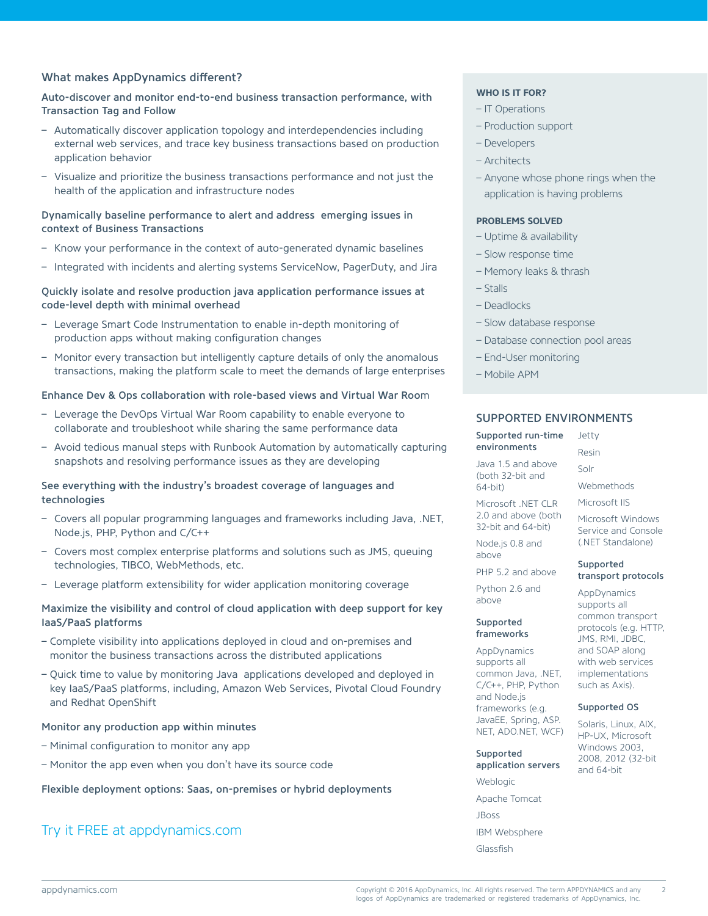## What makes AppDynamics different?

### Auto-discover and monitor end-to-end business transaction performance, with Transaction Tag and Follow

- Automatically discover application topology and interdependencies including external web services, and trace key business transactions based on production application behavior
- Visualize and prioritize the business transactions performance and not just the health of the application and infrastructure nodes

### Dynamically baseline performance to alert and address emerging issues in context of Business Transactions

- Know your performance in the context of auto-generated dynamic baselines
- Integrated with incidents and alerting systems ServiceNow, PagerDuty, and Jira

### Quickly isolate and resolve production java application performance issues at code-level depth with minimal overhead

- Leverage Smart Code Instrumentation to enable in-depth monitoring of production apps without making configuration changes
- Monitor every transaction but intelligently capture details of only the anomalous transactions, making the platform scale to meet the demands of large enterprises

### Enhance Dev & Ops collaboration with role-based views and Virtual War Room

- Leverage the DevOps Virtual War Room capability to enable everyone to collaborate and troubleshoot while sharing the same performance data
- Avoid tedious manual steps with Runbook Automation by automatically capturing snapshots and resolving performance issues as they are developing

### See everything with the industry's broadest coverage of languages and technologies

- Covers all popular programming languages and frameworks including Java, .NET, Node.js, PHP, Python and C/C++
- Covers most complex enterprise platforms and solutions such as JMS, queuing technologies, TIBCO, WebMethods, etc.
- Leverage platform extensibility for wider application monitoring coverage

### Maximize the visibility and control of cloud application with deep support for key IaaS/PaaS platforms

- Complete visibility into applications deployed in cloud and on-premises and monitor the business transactions across the distributed applications
- Quick time to value by monitoring Java applications developed and deployed in key IaaS/PaaS platforms, including, Amazon Web Services, Pivotal Cloud Foundry and Redhat OpenShift

### Monitor any production app within minutes

- Minimal configuration to monitor any app
- Monitor the app even when you don't have its source code

### Flexible deployment options: Saas, on-premises or hybrid deployments

Try it FREE at appdynamics.com

**WHO IS IT FOR?**

- IT Operations
- Production support
- Developers
- Architects
- Anyone whose phone rings when the application is having problems

**PROBLEMS SOLVED**

- Uptime & availability
- Slow response time
- Memory leaks & thrash
- Stalls
- Deadlocks
- Slow database response
- Database connection pool areas
- End-User monitoring
- Mobile APM

## SUPPORTED ENVIRONMENTS

**Supported run-time environments**

Java 1.5 and above (both 32-bit and 64-bit)

Microsoft .NET CLR 2.0 and above (both 32-bit and 64-bit)

Node.js 0.8 and above

PHP 5.2 and above

Python 2.6 and above

**Supported frameworks**

AppDynamics supports all common Java, .NET, C/C++, PHP, Python and Node.js frameworks (e.g. JavaEE, Spring, ASP.NET, ADO.NET, WCF)

**Supported application servers**

Weblogic

Apache Tomcat

JBoss

IBM Websphere

Glassfish

Jetty

Resin

Solr

Webmethods

Microsoft IIS

Microsoft Windows Service and Console (.NET Standalone)

**Supported transport protocols**

AppDynamics supports all common transport protocols (e.g. HTTP, JMS, RMI, JDBC, and SOAP along with web services implementations such as Axis).

**Supported OS**

Solaris, Linux, AIX, HP-UX, Microsoft Windows 2003, 2008, 2012 (32-bit and 64-bit

appdynamics.com

Copyright © 2016 AppDynamics, Inc. All rights reserved. The term APPDYNAMICS and any logos of AppDynamics are trademarked or registered trademarks of AppDynamics, Inc.